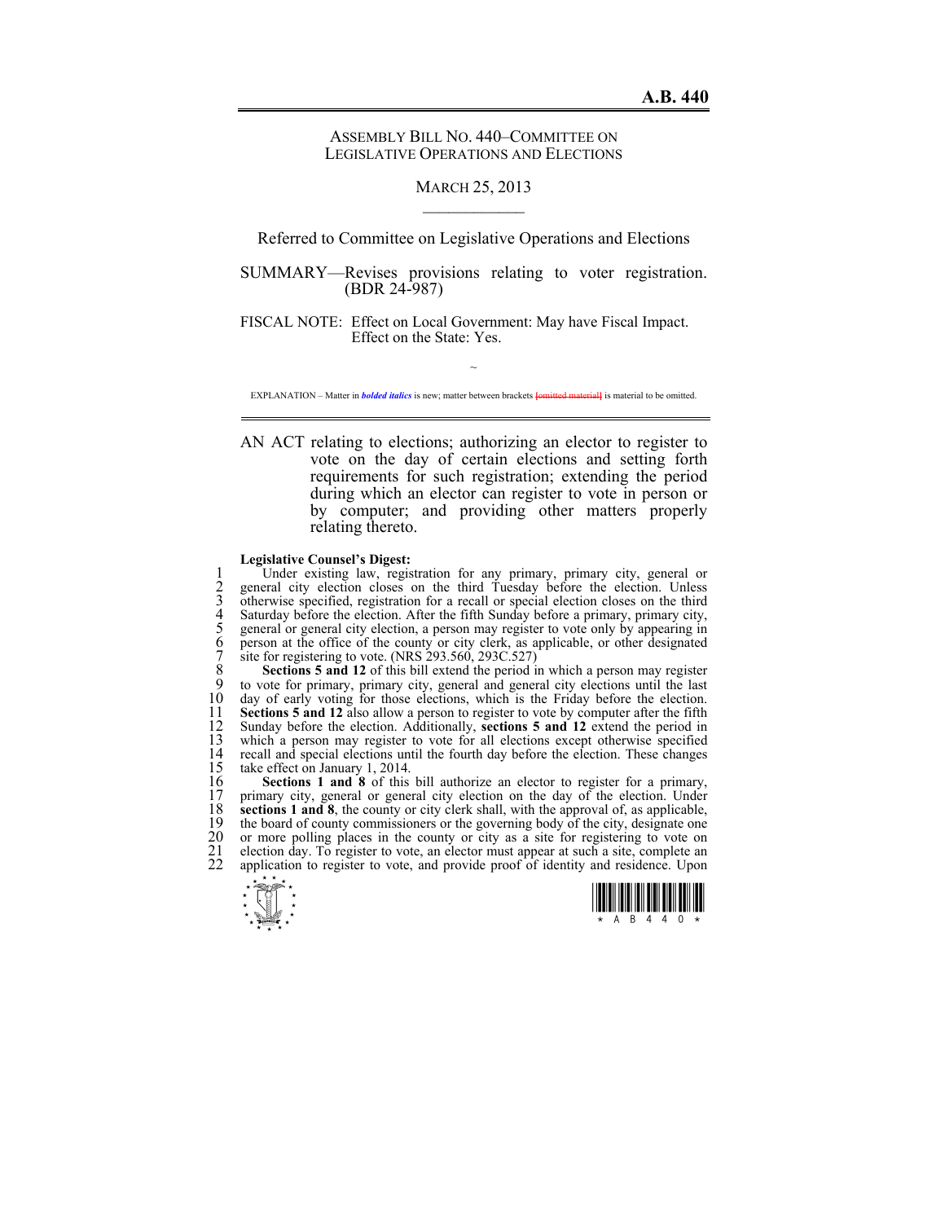# A.B. 440

ASSEMBLY BILL NO. 440–COMMITTEE ON LEGISLATIVE OPERATIONS AND ELECTIONS

MARCH 25, 2013

Referred to Committee on Legislative Operations and Elections

SUMMARY—Revises provisions relating to voter registration. (BDR 24-987)

FISCAL NOTE: Effect on Local Government: May have Fiscal Impact.
Effect on the State: Yes.

~

EXPLANATION – Matter in ***bolded italics*** is new; matter between brackets [omitted material] is material to be omitted.

AN ACT relating to elections; authorizing an elector to register to vote on the day of certain elections and setting forth requirements for such registration; extending the period during which an elector can register to vote in person or by computer; and providing other matters properly relating thereto.

**Legislative Counsel's Digest:**

Under existing law, registration for any primary, primary city, general or general city election closes on the third Tuesday before the election. Unless otherwise specified, registration for a recall or special election closes on the third Saturday before the election. After the fifth Sunday before a primary, primary city, general or general city election, a person may register to vote only by appearing in person at the office of the county or city clerk, as applicable, or other designated site for registering to vote. (NRS 293.560, 293C.527)

**Sections 5 and 12** of this bill extend the period in which a person may register to vote for primary, primary city, general and general city elections until the last day of early voting for those elections, which is the Friday before the election. **Sections 5 and 12** also allow a person to register to vote by computer after the fifth Sunday before the election. Additionally, **sections 5 and 12** extend the period in which a person may register to vote for all elections except otherwise specified recall and special elections until the fourth day before the election. These changes take effect on January 1, 2014.

**Sections 1 and 8** of this bill authorize an elector to register for a primary, primary city, general or general city election on the day of the election. Under **sections 1 and 8**, the county or city clerk shall, with the approval of, as applicable, the board of county commissioners or the governing body of the city, designate one or more polling places in the county or city as a site for registering to vote on election day. To register to vote, an elector must appear at such a site, complete an application to register to vote, and provide proof of identity and residence. Upon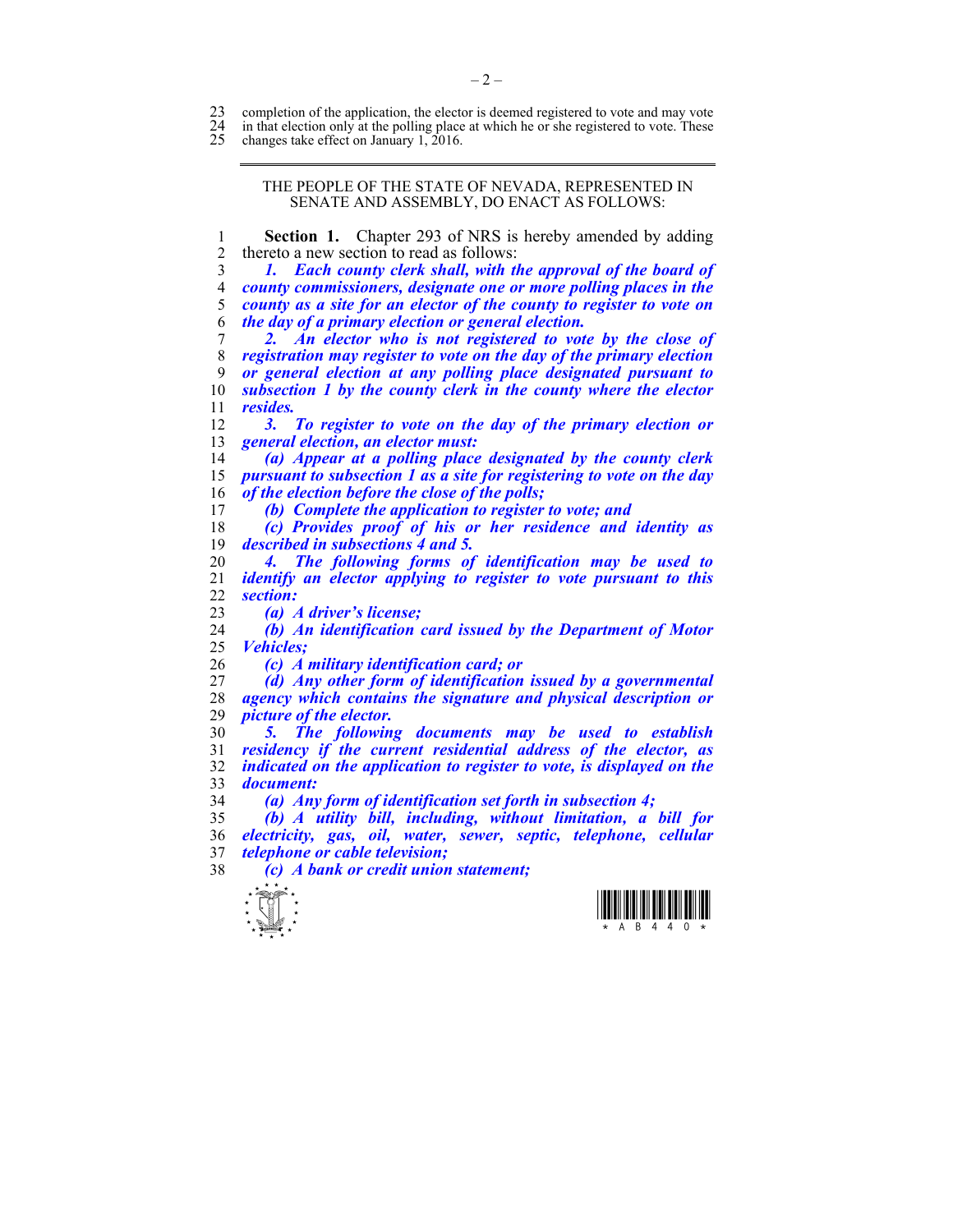completion of the application, the elector is deemed registered to vote and may vote in that election only at the polling place at which he or she registered to vote. These changes take effect on January 1, 2016.

---

THE PEOPLE OF THE STATE OF NEVADA, REPRESENTED IN SENATE AND ASSEMBLY, DO ENACT AS FOLLOWS:

**Section 1.** Chapter 293 of NRS is hereby amended by adding thereto a new section to read as follows:

***1. Each county clerk shall, with the approval of the board of county commissioners, designate one or more polling places in the county as a site for an elector of the county to register to vote on the day of a primary election or general election.***

***2. An elector who is not registered to vote by the close of registration may register to vote on the day of the primary election or general election at any polling place designated pursuant to subsection 1 by the county clerk in the county where the elector resides.***

***3. To register to vote on the day of the primary election or general election, an elector must:***

***(a) Appear at a polling place designated by the county clerk pursuant to subsection 1 as a site for registering to vote on the day of the election before the close of the polls;***

***(b) Complete the application to register to vote; and***

***(c) Provides proof of his or her residence and identity as described in subsections 4 and 5.***

***4. The following forms of identification may be used to identify an elector applying to register to vote pursuant to this section:***

***(a) A driver's license;***

***(b) An identification card issued by the Department of Motor Vehicles;***

***(c) A military identification card; or***

***(d) Any other form of identification issued by a governmental agency which contains the signature and physical description or picture of the elector.***

***5. The following documents may be used to establish residency if the current residential address of the elector, as indicated on the application to register to vote, is displayed on the document:***

***(a) Any form of identification set forth in subsection 4;***

***(b) A utility bill, including, without limitation, a bill for electricity, gas, oil, water, sewer, septic, telephone, cellular telephone or cable television;***

***(c) A bank or credit union statement;***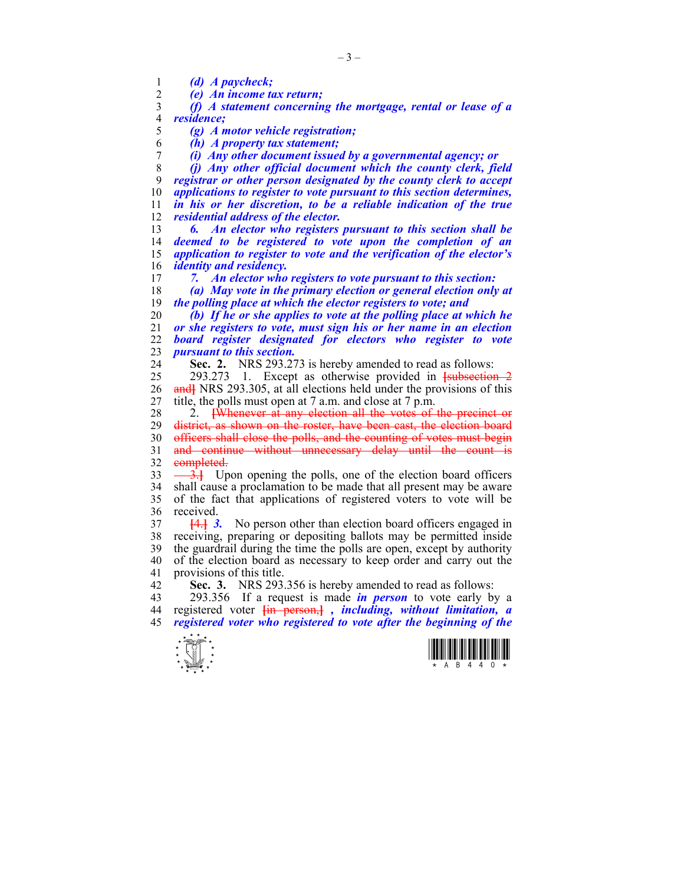*(d) A paycheck;*

*(e) An income tax return;*

*(f) A statement concerning the mortgage, rental or lease of a residence;*

*(g) A motor vehicle registration;*

*(h) A property tax statement;*

*(i) Any other document issued by a governmental agency; or*

*(j) Any other official document which the county clerk, field registrar or other person designated by the county clerk to accept applications to register to vote pursuant to this section determines, in his or her discretion, to be a reliable indication of the true residential address of the elector.*

*6. An elector who registers pursuant to this section shall be deemed to be registered to vote upon the completion of an application to register to vote and the verification of the elector's identity and residency.*

*7. An elector who registers to vote pursuant to this section:*

*(a) May vote in the primary election or general election only at the polling place at which the elector registers to vote; and*

*(b) If he or she applies to vote at the polling place at which he or she registers to vote, must sign his or her name in an election board register designated for electors who register to vote pursuant to this section.*

**Sec. 2.** NRS 293.273 is hereby amended to read as follows:

293.273 1. Except as otherwise provided in [subsection 2 and] NRS 293.305, at all elections held under the provisions of this title, the polls must open at 7 a.m. and close at 7 p.m.

2. [Whenever at any election all the votes of the precinct or district, as shown on the roster, have been cast, the election board officers shall close the polls, and the counting of votes must begin and continue without unnecessary delay until the count is completed.

3.] Upon opening the polls, one of the election board officers shall cause a proclamation to be made that all present may be aware of the fact that applications of registered voters to vote will be received.

[4.] *3.* No person other than election board officers engaged in receiving, preparing or depositing ballots may be permitted inside the guardrail during the time the polls are open, except by authority of the election board as necessary to keep order and carry out the provisions of this title.

**Sec. 3.** NRS 293.356 is hereby amended to read as follows:

293.356 If a request is made ***in person*** to vote early by a registered voter [in person,] *, including, without limitation, a registered voter who registered to vote after the beginning of the*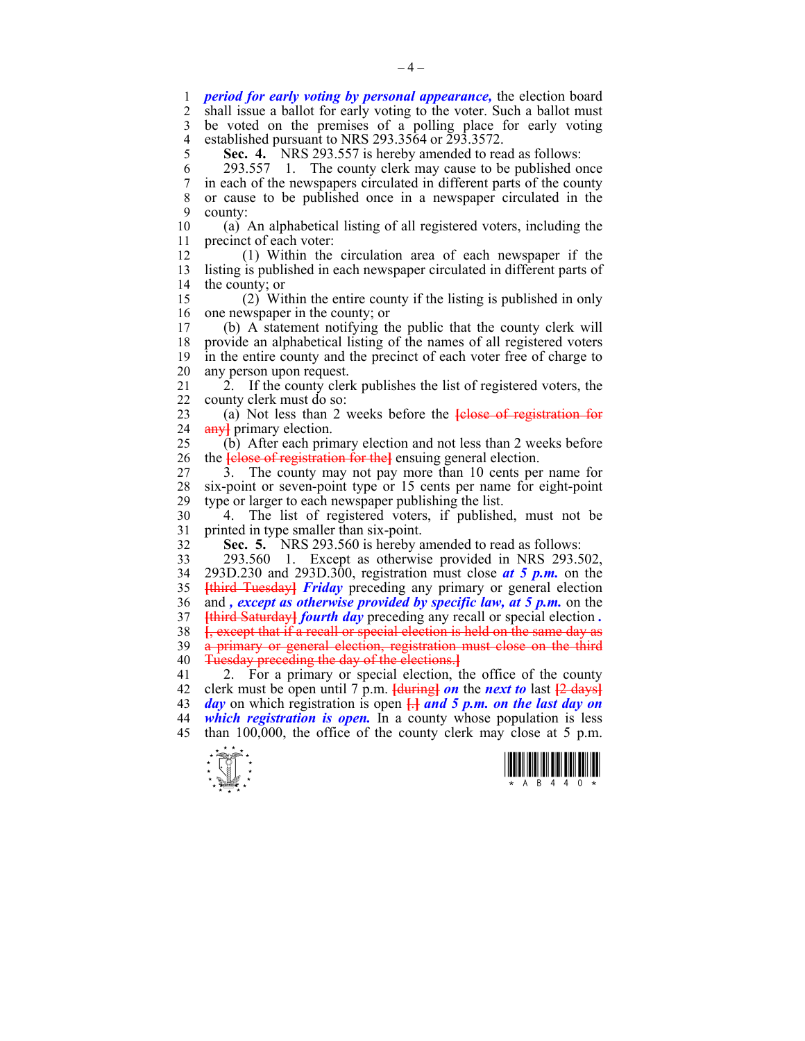***period for early voting by personal appearance,*** the election board shall issue a ballot for early voting to the voter. Such a ballot must be voted on the premises of a polling place for early voting established pursuant to NRS 293.3564 or 293.3572.

**Sec. 4.** NRS 293.557 is hereby amended to read as follows:

293.557 1. The county clerk may cause to be published once in each of the newspapers circulated in different parts of the county or cause to be published once in a newspaper circulated in the county:

(a) An alphabetical listing of all registered voters, including the precinct of each voter:

(1) Within the circulation area of each newspaper if the listing is published in each newspaper circulated in different parts of the county; or

(2) Within the entire county if the listing is published in only one newspaper in the county; or

(b) A statement notifying the public that the county clerk will provide an alphabetical listing of the names of all registered voters in the entire county and the precinct of each voter free of charge to any person upon request.

2. If the county clerk publishes the list of registered voters, the county clerk must do so:

(a) Not less than 2 weeks before the [close of registration for any] primary election.

(b) After each primary election and not less than 2 weeks before the [close of registration for the] ensuing general election.

3. The county may not pay more than 10 cents per name for six-point or seven-point type or 15 cents per name for eight-point type or larger to each newspaper publishing the list.

4. The list of registered voters, if published, must not be printed in type smaller than six-point.

**Sec. 5.** NRS 293.560 is hereby amended to read as follows:

293.560 1. Except as otherwise provided in NRS 293.502, 293D.230 and 293D.300, registration must close ***at 5 p.m.*** on the [third Tuesday] ***Friday*** preceding any primary or general election and ***, except as otherwise provided by specific law, at 5 p.m.*** on the [third Saturday] ***fourth day*** preceding any recall or special election ***.*** [, except that if a recall or special election is held on the same day as a primary or general election, registration must close on the third Tuesday preceding the day of the elections.]

2. For a primary or special election, the office of the county clerk must be open until 7 p.m. [during] ***on*** the ***next to*** last [2 days] ***day*** on which registration is open [.] ***and 5 p.m. on the last day on which registration is open.*** In a county whose population is less than 100,000, the office of the county clerk may close at 5 p.m.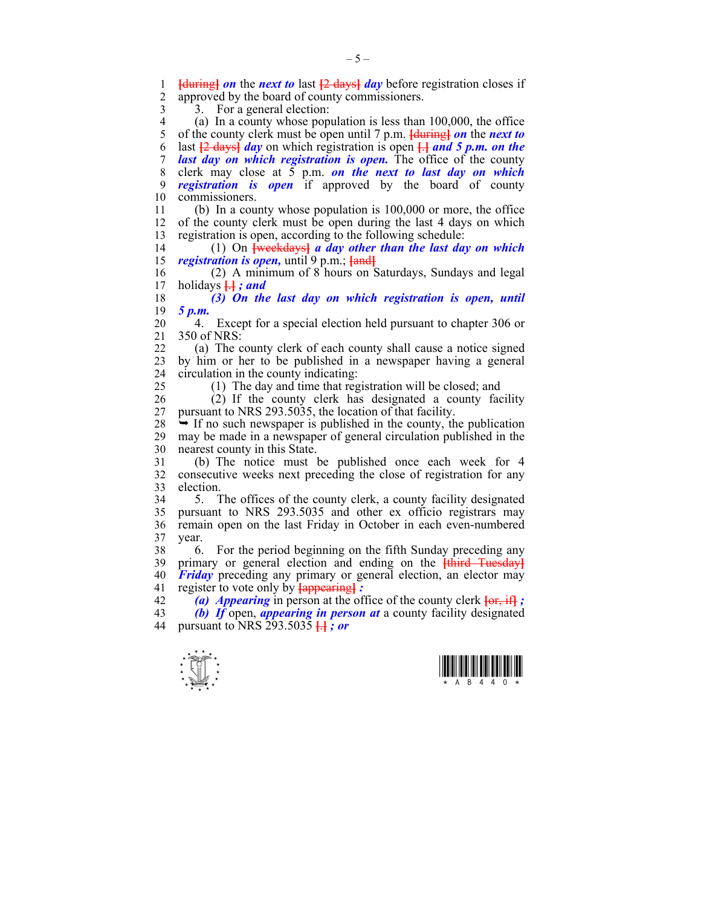[during] ***on*** the ***next to*** last [2 days] ***day*** before registration closes if approved by the board of county commissioners.

3. For a general election:

(a) In a county whose population is less than 100,000, the office of the county clerk must be open until 7 p.m. [during] ***on*** the ***next to*** last [2 days] ***day*** on which registration is open [.] ***and 5 p.m. on the last day on which registration is open.*** The office of the county clerk may close at 5 p.m. ***on the next to last day on which registration is open*** if approved by the board of county commissioners.

(b) In a county whose population is 100,000 or more, the office of the county clerk must be open during the last 4 days on which registration is open, according to the following schedule:

(1) On [weekdays] ***a day other than the last day on which registration is open,*** until 9 p.m.; [and]

(2) A minimum of 8 hours on Saturdays, Sundays and legal holidays [.] ***; and***

***(3) On the last day on which registration is open, until 5 p.m.***

4. Except for a special election held pursuant to chapter 306 or 350 of NRS:

(a) The county clerk of each county shall cause a notice signed by him or her to be published in a newspaper having a general circulation in the county indicating:

(1) The day and time that registration will be closed; and

(2) If the county clerk has designated a county facility pursuant to NRS 293.5035, the location of that facility.

➥ If no such newspaper is published in the county, the publication may be made in a newspaper of general circulation published in the nearest county in this State.

(b) The notice must be published once each week for 4 consecutive weeks next preceding the close of registration for any election.

5. The offices of the county clerk, a county facility designated pursuant to NRS 293.5035 and other ex officio registrars may remain open on the last Friday in October in each even-numbered year.

6. For the period beginning on the fifth Sunday preceding any primary or general election and ending on the [third Tuesday] ***Friday*** preceding any primary or general election, an elector may register to vote only by [appearing] ***:***

***(a) Appearing*** in person at the office of the county clerk [or, if] ***;***

***(b) If*** open, ***appearing in person at*** a county facility designated pursuant to NRS 293.5035 [.] ***; or***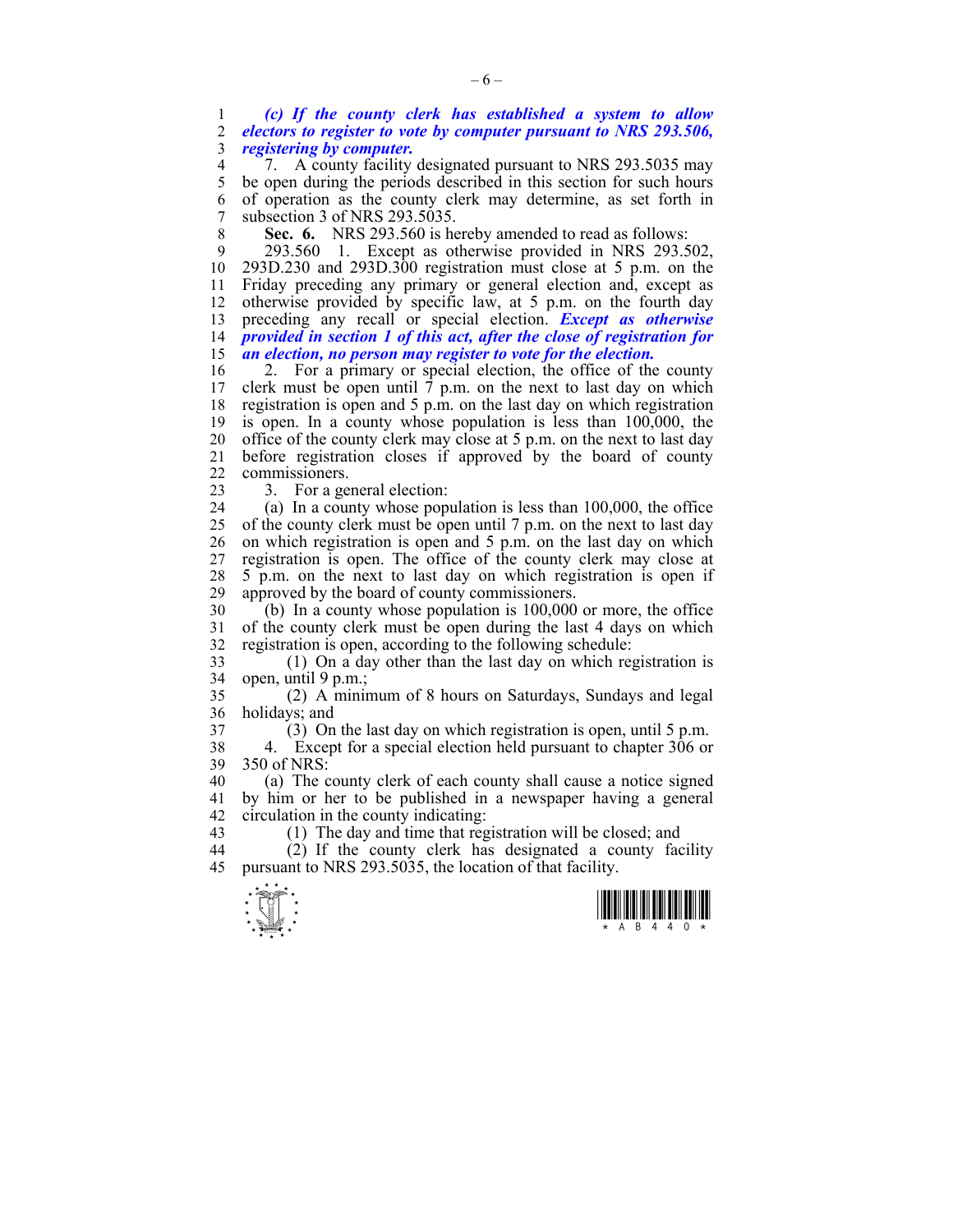***(c) If the county clerk has established a system to allow electors to register to vote by computer pursuant to NRS 293.506, registering by computer.***

7. A county facility designated pursuant to NRS 293.5035 may be open during the periods described in this section for such hours of operation as the county clerk may determine, as set forth in subsection 3 of NRS 293.5035.

**Sec. 6.** NRS 293.560 is hereby amended to read as follows:

293.560 1. Except as otherwise provided in NRS 293.502, 293D.230 and 293D.300 registration must close at 5 p.m. on the Friday preceding any primary or general election and, except as otherwise provided by specific law, at 5 p.m. on the fourth day preceding any recall or special election. ***Except as otherwise provided in section 1 of this act, after the close of registration for an election, no person may register to vote for the election.***

2. For a primary or special election, the office of the county clerk must be open until 7 p.m. on the next to last day on which registration is open and 5 p.m. on the last day on which registration is open. In a county whose population is less than 100,000, the office of the county clerk may close at 5 p.m. on the next to last day before registration closes if approved by the board of county commissioners.

3. For a general election:

(a) In a county whose population is less than 100,000, the office of the county clerk must be open until 7 p.m. on the next to last day on which registration is open and 5 p.m. on the last day on which registration is open. The office of the county clerk may close at 5 p.m. on the next to last day on which registration is open if approved by the board of county commissioners.

(b) In a county whose population is 100,000 or more, the office of the county clerk must be open during the last 4 days on which registration is open, according to the following schedule:

(1) On a day other than the last day on which registration is open, until 9 p.m.;

(2) A minimum of 8 hours on Saturdays, Sundays and legal holidays; and

(3) On the last day on which registration is open, until 5 p.m.

4. Except for a special election held pursuant to chapter 306 or 350 of NRS:

(a) The county clerk of each county shall cause a notice signed by him or her to be published in a newspaper having a general circulation in the county indicating:

(1) The day and time that registration will be closed; and

(2) If the county clerk has designated a county facility pursuant to NRS 293.5035, the location of that facility.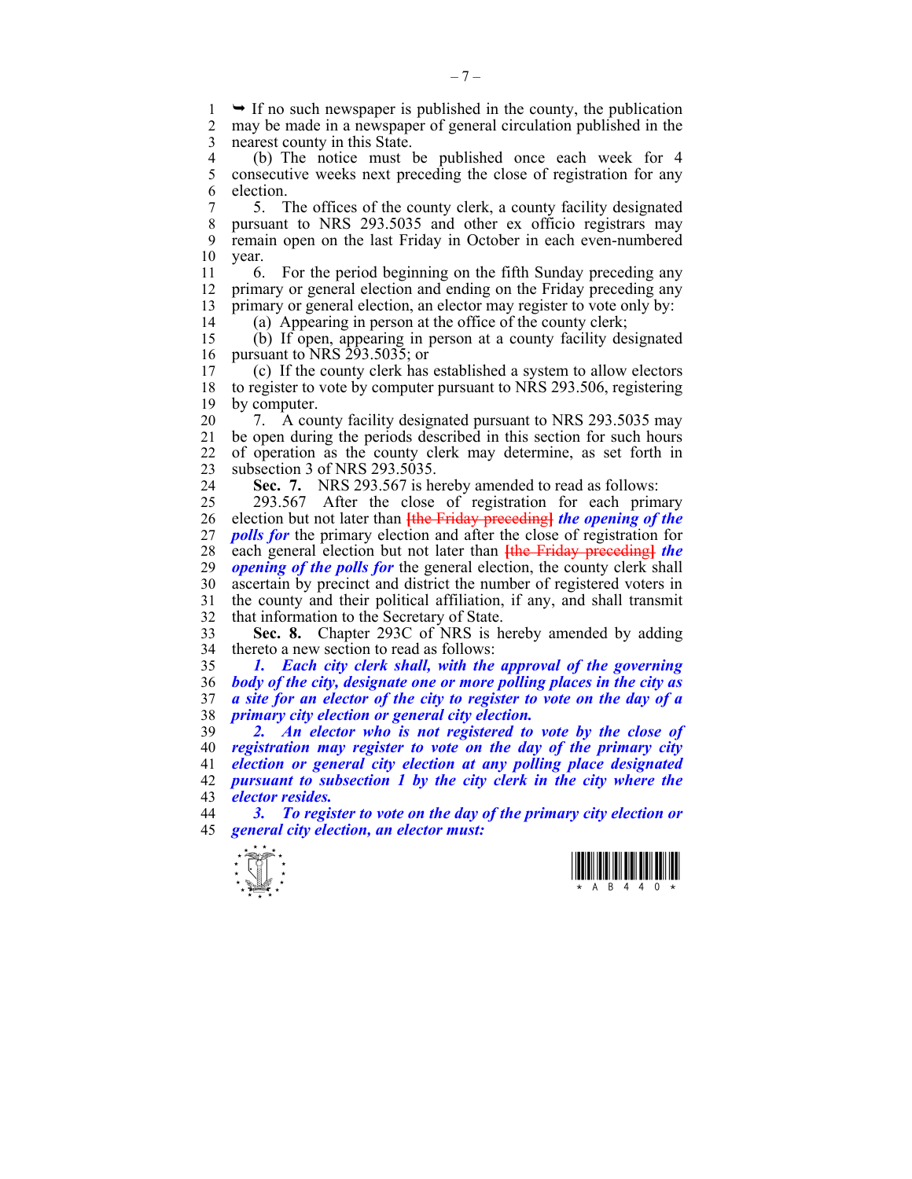➥ If no such newspaper is published in the county, the publication may be made in a newspaper of general circulation published in the nearest county in this State.

(b) The notice must be published once each week for 4 consecutive weeks next preceding the close of registration for any election.

5. The offices of the county clerk, a county facility designated pursuant to NRS 293.5035 and other ex officio registrars may remain open on the last Friday in October in each even-numbered year.

6. For the period beginning on the fifth Sunday preceding any primary or general election and ending on the Friday preceding any primary or general election, an elector may register to vote only by:

(a) Appearing in person at the office of the county clerk;

(b) If open, appearing in person at a county facility designated pursuant to NRS 293.5035; or

(c) If the county clerk has established a system to allow electors to register to vote by computer pursuant to NRS 293.506, registering by computer.

7. A county facility designated pursuant to NRS 293.5035 may be open during the periods described in this section for such hours of operation as the county clerk may determine, as set forth in subsection 3 of NRS 293.5035.

**Sec. 7.** NRS 293.567 is hereby amended to read as follows:

293.567 After the close of registration for each primary election but not later than [the Friday preceding] ***the opening of the polls for*** the primary election and after the close of registration for each general election but not later than [the Friday preceding] ***the opening of the polls for*** the general election, the county clerk shall ascertain by precinct and district the number of registered voters in the county and their political affiliation, if any, and shall transmit that information to the Secretary of State.

**Sec. 8.** Chapter 293C of NRS is hereby amended by adding thereto a new section to read as follows:

***1. Each city clerk shall, with the approval of the governing body of the city, designate one or more polling places in the city as a site for an elector of the city to register to vote on the day of a primary city election or general city election.***

***2. An elector who is not registered to vote by the close of registration may register to vote on the day of the primary city election or general city election at any polling place designated pursuant to subsection 1 by the city clerk in the city where the elector resides.***

***3. To register to vote on the day of the primary city election or general city election, an elector must:***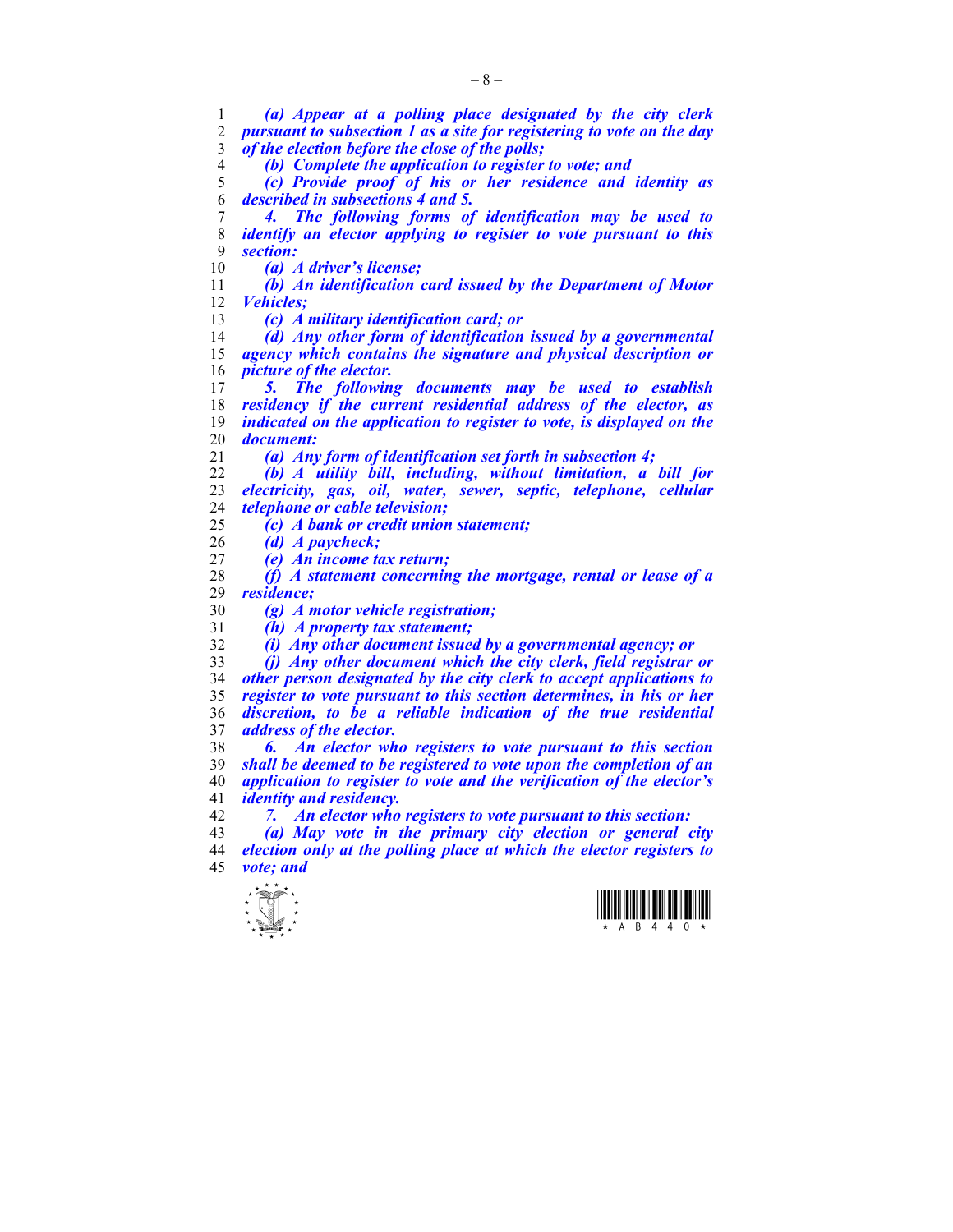*(a) Appear at a polling place designated by the city clerk pursuant to subsection 1 as a site for registering to vote on the day of the election before the close of the polls;*

*(b) Complete the application to register to vote; and*

*(c) Provide proof of his or her residence and identity as described in subsections 4 and 5.*

*4. The following forms of identification may be used to identify an elector applying to register to vote pursuant to this section:*

*(a) A driver's license;*

*(b) An identification card issued by the Department of Motor Vehicles;*

*(c) A military identification card; or*

*(d) Any other form of identification issued by a governmental agency which contains the signature and physical description or picture of the elector.*

*5. The following documents may be used to establish residency if the current residential address of the elector, as indicated on the application to register to vote, is displayed on the document:*

*(a) Any form of identification set forth in subsection 4;*

*(b) A utility bill, including, without limitation, a bill for electricity, gas, oil, water, sewer, septic, telephone, cellular telephone or cable television;*

*(c) A bank or credit union statement;*

*(d) A paycheck;*

*(e) An income tax return;*

*(f) A statement concerning the mortgage, rental or lease of a residence;*

*(g) A motor vehicle registration;*

*(h) A property tax statement;*

*(i) Any other document issued by a governmental agency; or*

*(j) Any other document which the city clerk, field registrar or other person designated by the city clerk to accept applications to register to vote pursuant to this section determines, in his or her discretion, to be a reliable indication of the true residential address of the elector.*

*6. An elector who registers to vote pursuant to this section shall be deemed to be registered to vote upon the completion of an application to register to vote and the verification of the elector's identity and residency.*

*7. An elector who registers to vote pursuant to this section:*

*(a) May vote in the primary city election or general city election only at the polling place at which the elector registers to vote; and*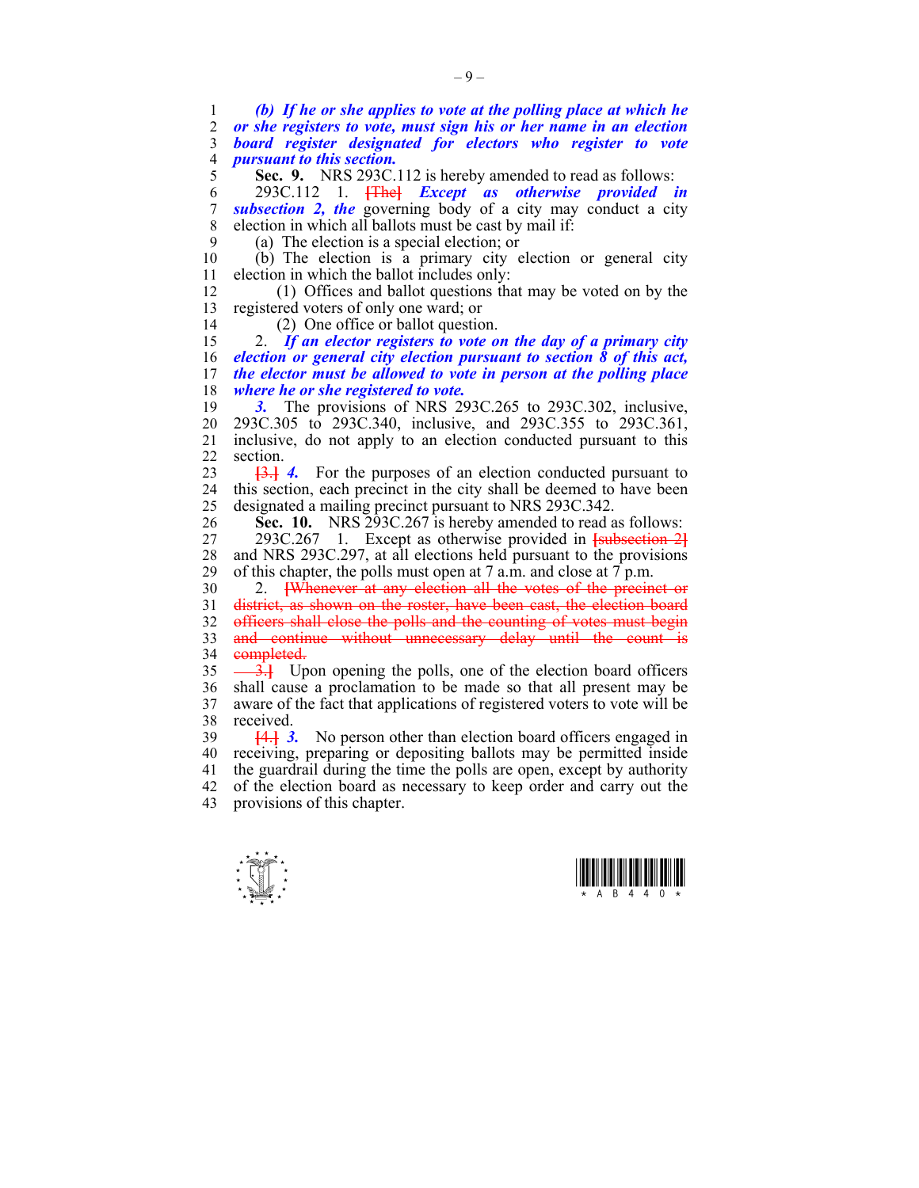*(b) If he or she applies to vote at the polling place at which he or she registers to vote, must sign his or her name in an election board register designated for electors who register to vote pursuant to this section.*

**Sec. 9.** NRS 293C.112 is hereby amended to read as follows:

293C.112 1. ~~[The]~~ ***Except as otherwise provided in subsection 2, the*** governing body of a city may conduct a city election in which all ballots must be cast by mail if:

(a) The election is a special election; or

(b) The election is a primary city election or general city election in which the ballot includes only:

(1) Offices and ballot questions that may be voted on by the registered voters of only one ward; or

(2) One office or ballot question.

2. ***If an elector registers to vote on the day of a primary city election or general city election pursuant to section 8 of this act, the elector must be allowed to vote in person at the polling place where he or she registered to vote.***

***3.*** The provisions of NRS 293C.265 to 293C.302, inclusive, 293C.305 to 293C.340, inclusive, and 293C.355 to 293C.361, inclusive, do not apply to an election conducted pursuant to this section.

~~[3.]~~ ***4.*** For the purposes of an election conducted pursuant to this section, each precinct in the city shall be deemed to have been designated a mailing precinct pursuant to NRS 293C.342.

**Sec. 10.** NRS 293C.267 is hereby amended to read as follows:

293C.267 1. Except as otherwise provided in ~~[subsection 2]~~ and NRS 293C.297, at all elections held pursuant to the provisions of this chapter, the polls must open at 7 a.m. and close at 7 p.m.

2. ~~[Whenever at any election all the votes of the precinct or district, as shown on the roster, have been cast, the election board officers shall close the polls and the counting of votes must begin and continue without unnecessary delay until the count is completed.~~

~~3.]~~ Upon opening the polls, one of the election board officers shall cause a proclamation to be made so that all present may be aware of the fact that applications of registered voters to vote will be received.

~~[4.]~~ ***3.*** No person other than election board officers engaged in receiving, preparing or depositing ballots may be permitted inside the guardrail during the time the polls are open, except by authority of the election board as necessary to keep order and carry out the provisions of this chapter.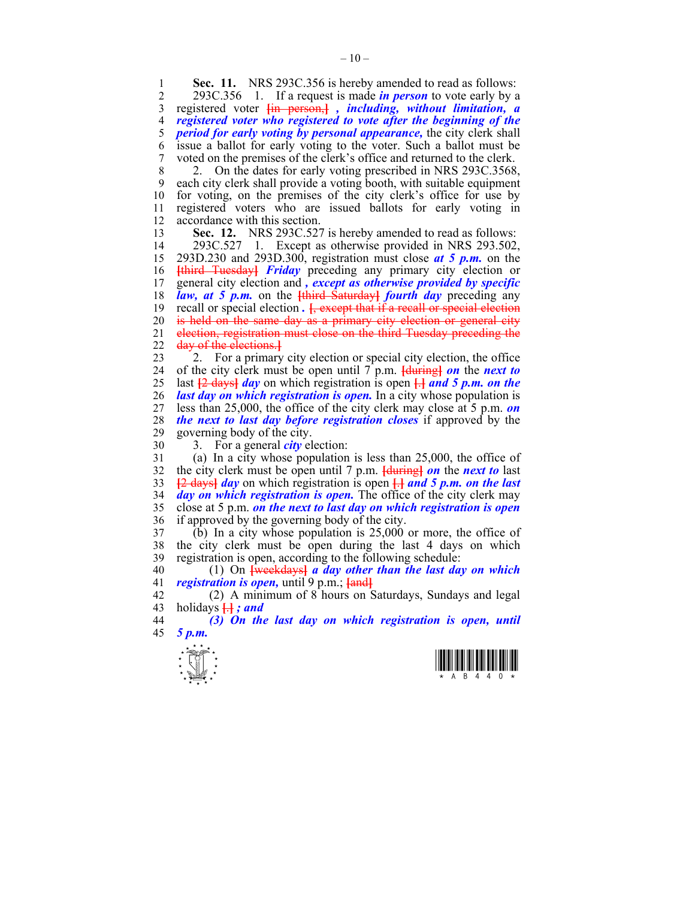**Sec. 11.** NRS 293C.356 is hereby amended to read as follows:

293C.356 1. If a request is made ***in person*** to vote early by a registered voter [in person,] ***, including, without limitation, a registered voter who registered to vote after the beginning of the period for early voting by personal appearance,*** the city clerk shall issue a ballot for early voting to the voter. Such a ballot must be voted on the premises of the clerk's office and returned to the clerk.

2. On the dates for early voting prescribed in NRS 293C.3568, each city clerk shall provide a voting booth, with suitable equipment for voting, on the premises of the city clerk's office for use by registered voters who are issued ballots for early voting in accordance with this section.

**Sec. 12.** NRS 293C.527 is hereby amended to read as follows:

293C.527 1. Except as otherwise provided in NRS 293.502, 293D.230 and 293D.300, registration must close ***at 5 p.m.*** on the [third Tuesday] ***Friday*** preceding any primary city election or general city election and ***, except as otherwise provided by specific law, at 5 p.m.*** on the [third Saturday] ***fourth day*** preceding any recall or special election ***.*** [, except that if a recall or special election is held on the same day as a primary city election or general city election, registration must close on the third Tuesday preceding the day of the elections.]

2. For a primary city election or special city election, the office of the city clerk must be open until 7 p.m. [during] ***on*** the ***next to*** last [2 days] ***day*** on which registration is open [.] ***and 5 p.m. on the last day on which registration is open.*** In a city whose population is less than 25,000, the office of the city clerk may close at 5 p.m. ***on the next to last day before registration closes*** if approved by the governing body of the city.

3. For a general ***city*** election:

(a) In a city whose population is less than 25,000, the office of the city clerk must be open until 7 p.m. [during] ***on*** the ***next to*** last [2 days] ***day*** on which registration is open [.] ***and 5 p.m. on the last day on which registration is open.*** The office of the city clerk may close at 5 p.m. ***on the next to last day on which registration is open*** if approved by the governing body of the city.

(b) In a city whose population is 25,000 or more, the office of the city clerk must be open during the last 4 days on which registration is open, according to the following schedule:

(1) On [weekdays] ***a day other than the last day on which registration is open,*** until 9 p.m.; [and]

(2) A minimum of 8 hours on Saturdays, Sundays and legal holidays [.] ***; and***

***(3) On the last day on which registration is open, until 5 p.m.***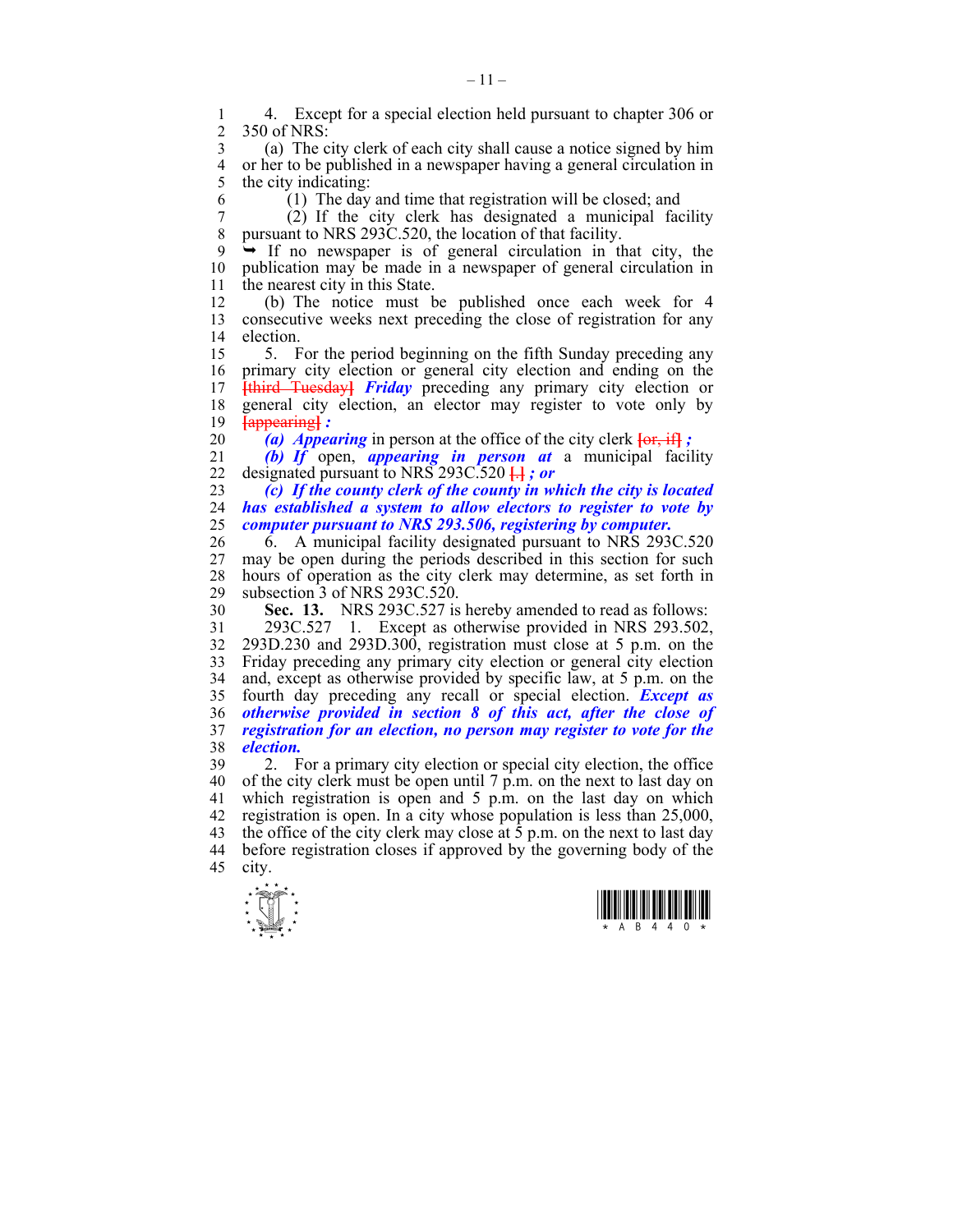4. Except for a special election held pursuant to chapter 306 or 350 of NRS:

(a) The city clerk of each city shall cause a notice signed by him or her to be published in a newspaper having a general circulation in the city indicating:

(1) The day and time that registration will be closed; and

(2) If the city clerk has designated a municipal facility pursuant to NRS 293C.520, the location of that facility.

➥ If no newspaper is of general circulation in that city, the publication may be made in a newspaper of general circulation in the nearest city in this State.

(b) The notice must be published once each week for 4 consecutive weeks next preceding the close of registration for any election.

5. For the period beginning on the fifth Sunday preceding any primary city election or general city election and ending on the [third Tuesday] ***Friday*** preceding any primary city election or general city election, an elector may register to vote only by [appearing] ***:***

***(a) Appearing*** in person at the office of the city clerk [or, if] ***;***

***(b) If*** open, ***appearing in person at*** a municipal facility designated pursuant to NRS 293C.520 [.] ***; or***

***(c) If the county clerk of the county in which the city is located has established a system to allow electors to register to vote by computer pursuant to NRS 293.506, registering by computer.***

6. A municipal facility designated pursuant to NRS 293C.520 may be open during the periods described in this section for such hours of operation as the city clerk may determine, as set forth in subsection 3 of NRS 293C.520.

**Sec. 13.** NRS 293C.527 is hereby amended to read as follows:

293C.527 1. Except as otherwise provided in NRS 293.502, 293D.230 and 293D.300, registration must close at 5 p.m. on the Friday preceding any primary city election or general city election and, except as otherwise provided by specific law, at 5 p.m. on the fourth day preceding any recall or special election. ***Except as otherwise provided in section 8 of this act, after the close of registration for an election, no person may register to vote for the election.***

2. For a primary city election or special city election, the office of the city clerk must be open until 7 p.m. on the next to last day on which registration is open and 5 p.m. on the last day on which registration is open. In a city whose population is less than 25,000, the office of the city clerk may close at 5 p.m. on the next to last day before registration closes if approved by the governing body of the city.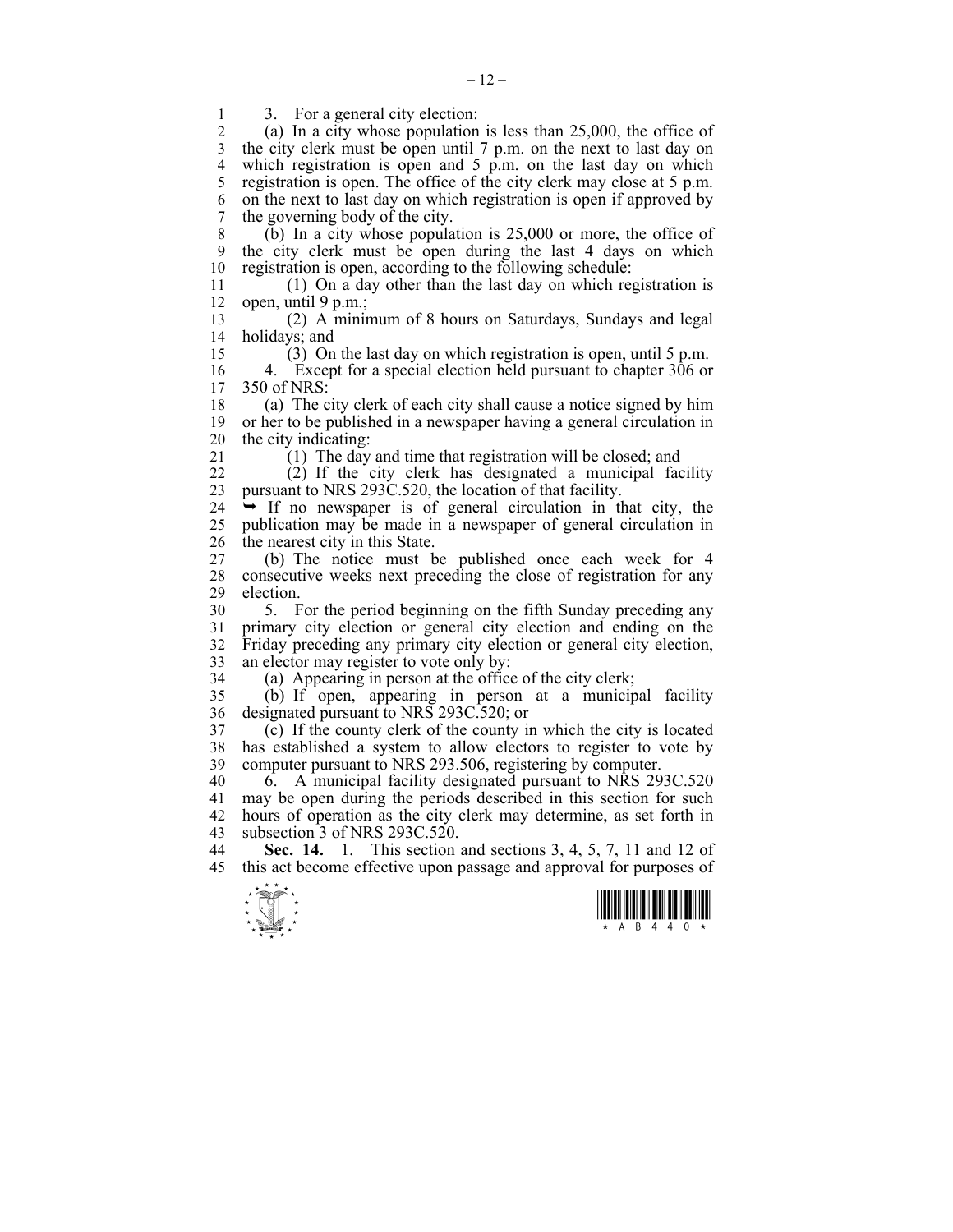3. For a general city election:

(a) In a city whose population is less than 25,000, the office of the city clerk must be open until 7 p.m. on the next to last day on which registration is open and 5 p.m. on the last day on which registration is open. The office of the city clerk may close at 5 p.m. on the next to last day on which registration is open if approved by the governing body of the city.

(b) In a city whose population is 25,000 or more, the office of the city clerk must be open during the last 4 days on which registration is open, according to the following schedule:

(1) On a day other than the last day on which registration is open, until 9 p.m.;

(2) A minimum of 8 hours on Saturdays, Sundays and legal holidays; and

(3) On the last day on which registration is open, until 5 p.m.

4. Except for a special election held pursuant to chapter 306 or 350 of NRS:

(a) The city clerk of each city shall cause a notice signed by him or her to be published in a newspaper having a general circulation in the city indicating:

(1) The day and time that registration will be closed; and

(2) If the city clerk has designated a municipal facility pursuant to NRS 293C.520, the location of that facility.

➥ If no newspaper is of general circulation in that city, the publication may be made in a newspaper of general circulation in the nearest city in this State.

(b) The notice must be published once each week for 4 consecutive weeks next preceding the close of registration for any election.

5. For the period beginning on the fifth Sunday preceding any primary city election or general city election and ending on the Friday preceding any primary city election or general city election, an elector may register to vote only by:

(a) Appearing in person at the office of the city clerk;

(b) If open, appearing in person at a municipal facility designated pursuant to NRS 293C.520; or

(c) If the county clerk of the county in which the city is located has established a system to allow electors to register to vote by computer pursuant to NRS 293.506, registering by computer.

6. A municipal facility designated pursuant to NRS 293C.520 may be open during the periods described in this section for such hours of operation as the city clerk may determine, as set forth in subsection 3 of NRS 293C.520.

**Sec. 14.** 1. This section and sections 3, 4, 5, 7, 11 and 12 of this act become effective upon passage and approval for purposes of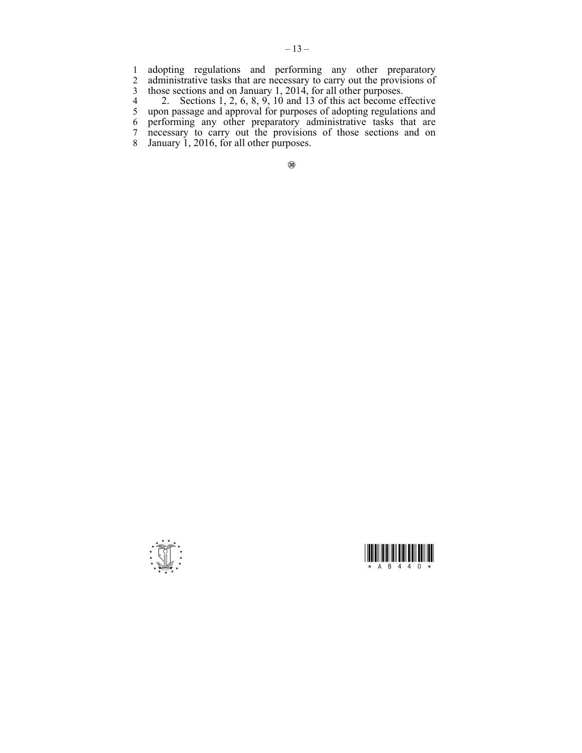adopting regulations and performing any other preparatory administrative tasks that are necessary to carry out the provisions of those sections and on January 1, 2014, for all other purposes.

2. Sections 1, 2, 6, 8, 9, 10 and 13 of this act become effective upon passage and approval for purposes of adopting regulations and performing any other preparatory administrative tasks that are necessary to carry out the provisions of those sections and on January 1, 2016, for all other purposes.